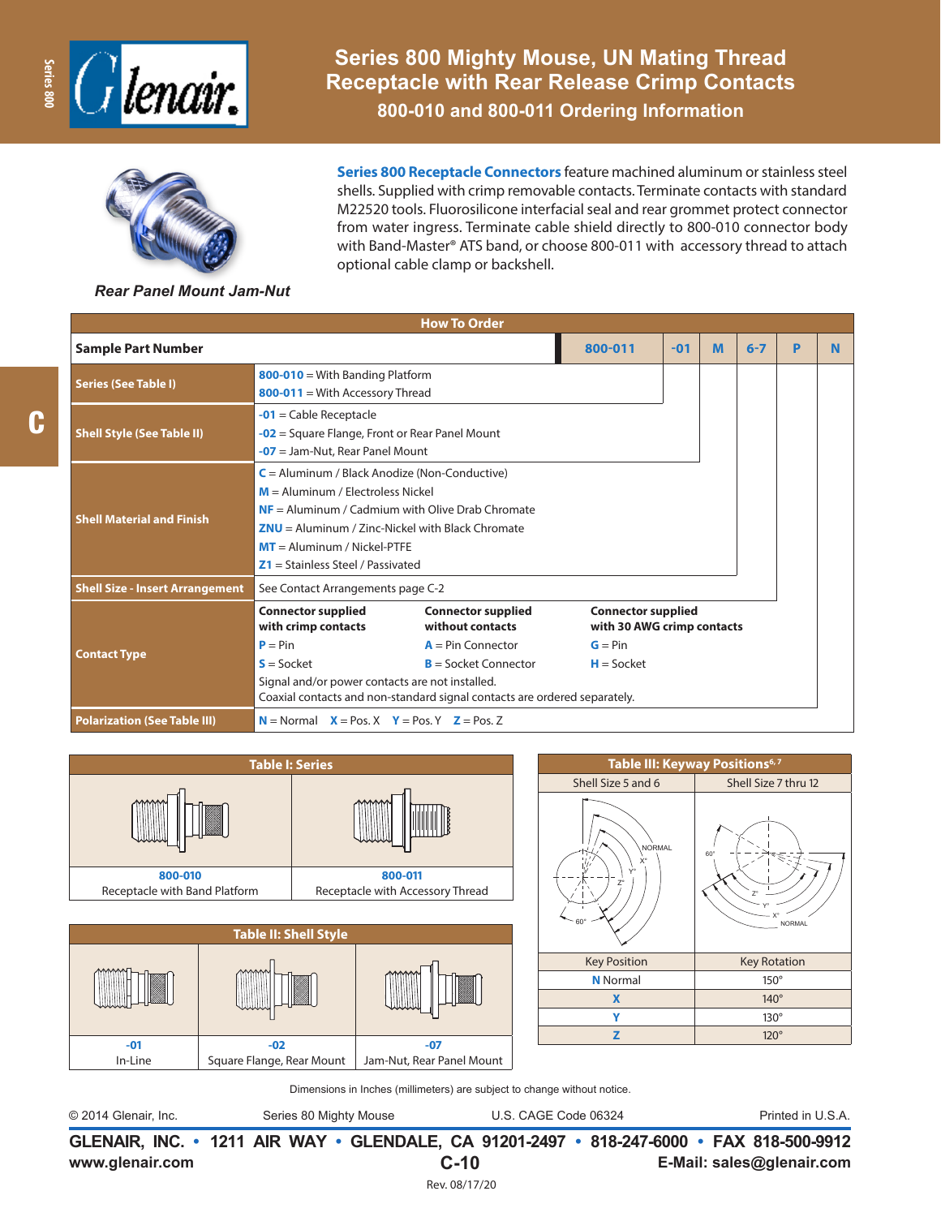# Series 800 Mighty Mouse, UN Mating Thread Receptacle with Rear Release Crimp Contacts

## 800-010 and 800-011 Ordering Information

*Rear Panel Mount Jam-Nut*

**Series 800 Receptacle Connectors** feature machined aluminum or stainless steel shells. Supplied with crimp removable contacts. Terminate contacts with standard M22520 tools. Fluorosilicone interfacial seal and rear grommet protect connector from water ingress. Terminate cable shield directly to 800-010 connector body with Band-Master® ATS band, or choose 800-011 with accessory thread to attach optional cable clamp or backshell.

### How To Order

| Sample Part Number | 800-011 | -01 | M | 6-7 | P | N |
|---|---|---|---|---|---|---|
| Series (See Table I) | **800-010** = With Banding Platform<br>**800-011** = With Accessory Thread | | | | | |
| Shell Style (See Table II) | | **-01** = Cable Receptacle<br>**-02** = Square Flange, Front or Rear Panel Mount<br>**-07** = Jam-Nut, Rear Panel Mount | | | | |
| Shell Material and Finish | | | **C** = Aluminum / Black Anodize (Non-Conductive)<br>**M** = Aluminum / Electroless Nickel<br>**NF** = Aluminum / Cadmium with Olive Drab Chromate<br>**ZNU** = Aluminum / Zinc-Nickel with Black Chromate<br>**MT** = Aluminum / Nickel-PTFE<br>**Z1** = Stainless Steel / Passivated | | | |
| Shell Size - Insert Arrangement | | | | See Contact Arrangements page C-2 | | |
| Contact Type | | | | | **Connector supplied with crimp contacts:** **P** = Pin, **S** = Socket<br>**Connector supplied without contacts:** **A** = Pin Connector, **B** = Socket Connector<br>**Connector supplied with 30 AWG crimp contacts:** **G** = Pin, **H** = Socket<br>Signal and/or power contacts are not installed.<br>Coaxial contacts and non-standard signal contacts are ordered separately. | |
| Polarization (See Table III) | | | | | | **N** = Normal **X** = Pos. X **Y** = Pos. Y **Z** = Pos. Z |

### Table I: Series

| 800-010 | 800-011 |
|---|---|
| Receptacle with Band Platform | Receptacle with Accessory Thread |

### Table II: Shell Style

| -01 | -02 | -07 |
|---|---|---|
| In-Line | Square Flange, Rear Mount | Jam-Nut, Rear Panel Mount |

### Table III: Keyway Positions[6, 7]

Shell Size 5 and 6 | Shell Size 7 thru 12

| Key Position | Key Rotation |
|---|---|
| **N** Normal | 150° |
| **X** | 140° |
| **Y** | 130° |
| **Z** | 120° |

Dimensions in Inches (millimeters) are subject to change without notice.

© 2014 Glenair, Inc. Series 80 Mighty Mouse U.S. CAGE Code 06324 Printed in U.S.A.

**GLENAIR, INC. • 1211 AIR WAY • GLENDALE, CA 91201-2497 • 818-247-6000 • FAX 818-500-9912**

www.glenair.com **C-10** E-Mail: sales@glenair.com

Rev. 08/17/20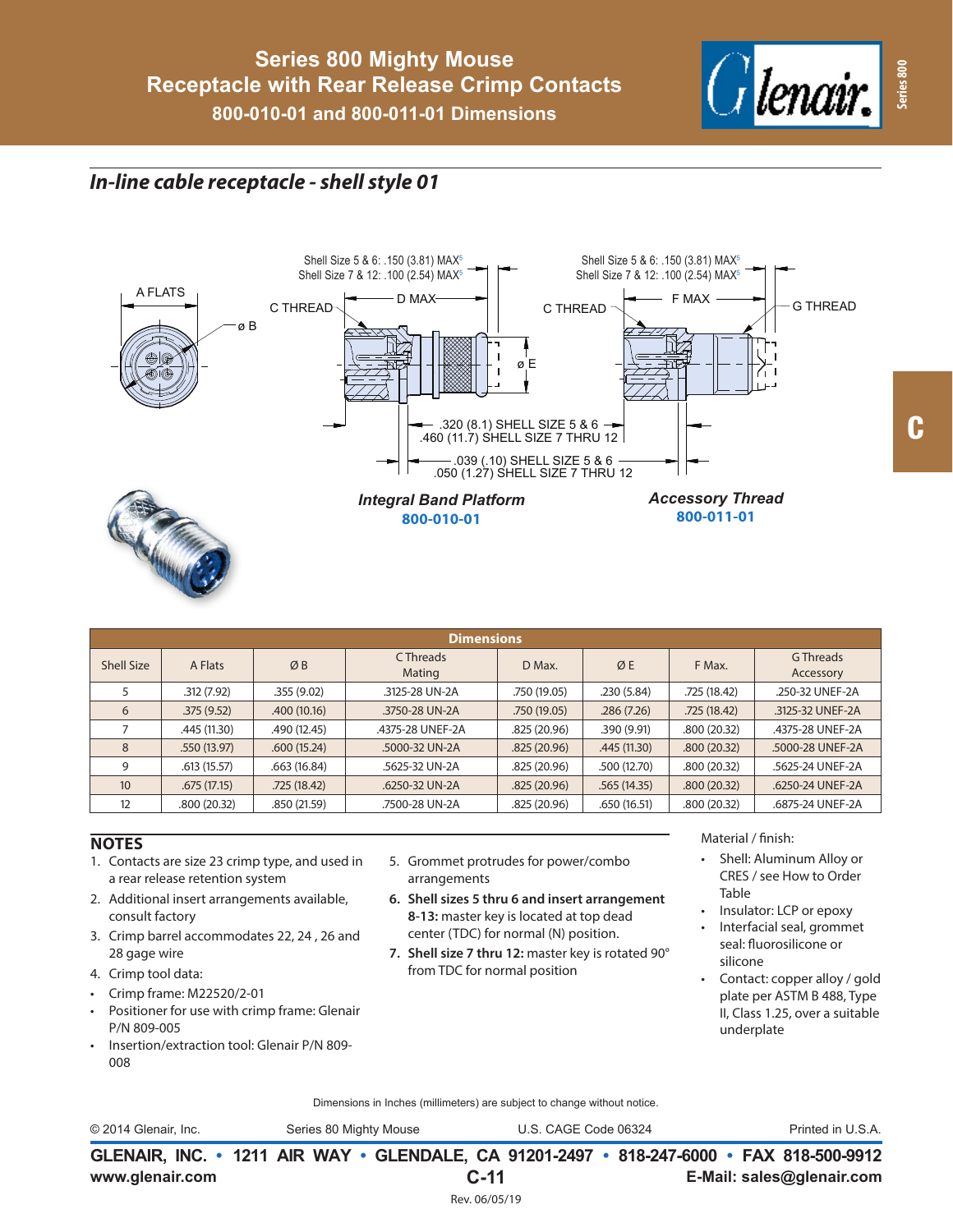# Series 800 Mighty Mouse
# Receptacle with Rear Release Crimp Contacts
## 800-010-01 and 800-011-01 Dimensions

## *In-line cable receptacle - shell style 01*

A FLATS

ø B

C THREAD

D MAX

Shell Size 5 & 6: .150 (3.81) MAX[5]
Shell Size 7 & 12: .100 (2.54) MAX[5]

ø E

.320 (8.1) SHELL SIZE 5 & 6
.460 (11.7) SHELL SIZE 7 THRU 12

.039 (.10) SHELL SIZE 5 & 6
.050 (1.27) SHELL SIZE 7 THRU 12

F MAX

G THREAD

***Integral Band Platform***
**800-010-01**

***Accessory Thread***
**800-011-01**

| Dimensions | | | | | | | |
|---|---|---|---|---|---|---|---|
| Shell Size | A Flats | Ø B | C Threads Mating | D Max. | Ø E | F Max. | G Threads Accessory |
| 5 | .312 (7.92) | .355 (9.02) | .3125-28 UN-2A | .750 (19.05) | .230 (5.84) | .725 (18.42) | .250-32 UNEF-2A |
| 6 | .375 (9.52) | .400 (10.16) | .3750-28 UN-2A | .750 (19.05) | .286 (7.26) | .725 (18.42) | .3125-32 UNEF-2A |
| 7 | .445 (11.30) | .490 (12.45) | .4375-28 UNEF-2A | .825 (20.96) | .390 (9.91) | .800 (20.32) | .4375-28 UNEF-2A |
| 8 | .550 (13.97) | .600 (15.24) | .5000-32 UN-2A | .825 (20.96) | .445 (11.30) | .800 (20.32) | .5000-28 UNEF-2A |
| 9 | .613 (15.57) | .663 (16.84) | .5625-32 UN-2A | .825 (20.96) | .500 (12.70) | .800 (20.32) | .5625-24 UNEF-2A |
| 10 | .675 (17.15) | .725 (18.42) | .6250-32 UN-2A | .825 (20.96) | .565 (14.35) | .800 (20.32) | .6250-24 UNEF-2A |
| 12 | .800 (20.32) | .850 (21.59) | .7500-28 UN-2A | .825 (20.96) | .650 (16.51) | .800 (20.32) | .6875-24 UNEF-2A |

## NOTES

1. Contacts are size 23 crimp type, and used in a rear release retention system
2. Additional insert arrangements available, consult factory
3. Crimp barrel accommodates 22, 24 , 26 and 28 gage wire
4. Crimp tool data:
   - Crimp frame: M22520/2-01
   - Positioner for use with crimp frame: Glenair P/N 809-005
   - Insertion/extraction tool: Glenair P/N 809-008
5. Grommet protrudes for power/combo arrangements
6. **Shell sizes 5 thru 6 and insert arrangement 8-13:** master key is located at top dead center (TDC) for normal (N) position.
7. **Shell size 7 thru 12:** master key is rotated 90° from TDC for normal position

Material / finish:

- Shell: Aluminum Alloy or CRES / see How to Order Table
- Insulator: LCP or epoxy
- Interfacial seal, grommet seal: fluorosilicone or silicone
- Contact: copper alloy / gold plate per ASTM B 488, Type II, Class 1.25, over a suitable underplate

Dimensions in Inches (millimeters) are subject to change without notice.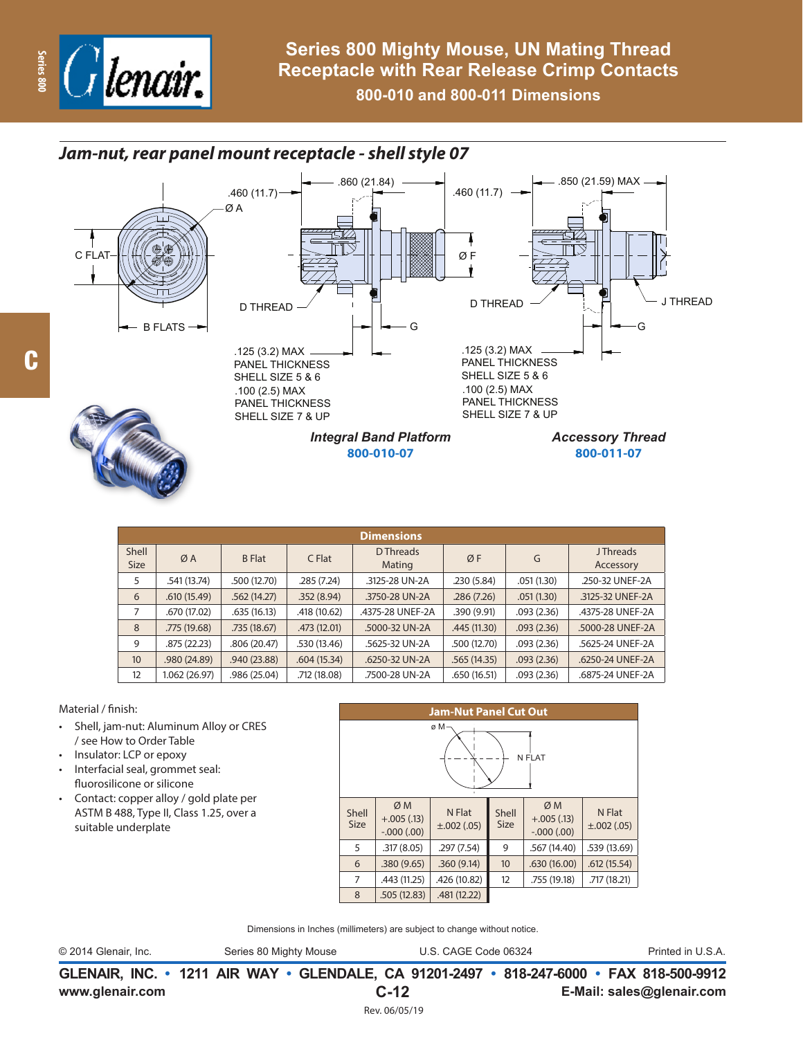# Series 800 Mighty Mouse, UN Mating Thread Receptacle with Rear Release Crimp Contacts

### 800-010 and 800-011 Dimensions

## *Jam-nut, rear panel mount receptacle - shell style 07*

.460 (11.7) Ø A .860 (21.84) .460 (11.7) .850 (21.59) MAX

C FLAT B FLATS D THREAD G Ø F D THREAD J THREAD G

.125 (3.2) MAX PANEL THICKNESS SHELL SIZE 5 & 6
.100 (2.5) MAX PANEL THICKNESS SHELL SIZE 7 & UP

***Integral Band Platform***
**800-010-07**

***Accessory Thread***
**800-011-07**

| Dimensions | | | | | | | |
|---|---|---|---|---|---|---|---|
| Shell Size | Ø A | B Flat | C Flat | D Threads Mating | Ø F | G | J Threads Accessory |
| 5 | .541 (13.74) | .500 (12.70) | .285 (7.24) | .3125-28 UN-2A | .230 (5.84) | .051 (1.30) | .250-32 UNEF-2A |
| 6 | .610 (15.49) | .562 (14.27) | .352 (8.94) | .3750-28 UN-2A | .286 (7.26) | .051 (1.30) | .3125-32 UNEF-2A |
| 7 | .670 (17.02) | .635 (16.13) | .418 (10.62) | .4375-28 UNEF-2A | .390 (9.91) | .093 (2.36) | .4375-28 UNEF-2A |
| 8 | .775 (19.68) | .735 (18.67) | .473 (12.01) | .5000-32 UN-2A | .445 (11.30) | .093 (2.36) | .5000-28 UNEF-2A |
| 9 | .875 (22.23) | .806 (20.47) | .530 (13.46) | .5625-32 UN-2A | .500 (12.70) | .093 (2.36) | .5625-24 UNEF-2A |
| 10 | .980 (24.89) | .940 (23.88) | .604 (15.34) | .6250-32 UN-2A | .565 (14.35) | .093 (2.36) | .6250-24 UNEF-2A |
| 12 | 1.062 (26.97) | .986 (25.04) | .712 (18.08) | .7500-28 UN-2A | .650 (16.51) | .093 (2.36) | .6875-24 UNEF-2A |

Material / finish:

- Shell, jam-nut: Aluminum Alloy or CRES / see How to Order Table
- Insulator: LCP or epoxy
- Interfacial seal, grommet seal: fluorosilicone or silicone
- Contact: copper alloy / gold plate per ASTM B 488, Type II, Class 1.25, over a suitable underplate

| Jam-Nut Panel Cut Out | | | | | |
|---|---|---|---|---|---|
| Shell Size | Ø M +.005 (.13) -.000 (.00) | N Flat ±.002 (.05) | Shell Size | Ø M +.005 (.13) -.000 (.00) | N Flat ±.002 (.05) |
| 5 | .317 (8.05) | .297 (7.54) | 9 | .567 (14.40) | .539 (13.69) |
| 6 | .380 (9.65) | .360 (9.14) | 10 | .630 (16.00) | .612 (15.54) |
| 7 | .443 (11.25) | .426 (10.82) | 12 | .755 (19.18) | .717 (18.21) |
| 8 | .505 (12.83) | .481 (12.22) | | | |

Dimensions in Inches (millimeters) are subject to change without notice.

© 2014 Glenair, Inc. Series 80 Mighty Mouse U.S. CAGE Code 06324 Printed in U.S.A.

**GLENAIR, INC. • 1211 AIR WAY • GLENDALE, CA 91201-2497 • 818-247-6000 • FAX 818-500-9912**
**www.glenair.com** **C-12** **E-Mail: sales@glenair.com**

Rev. 06/05/19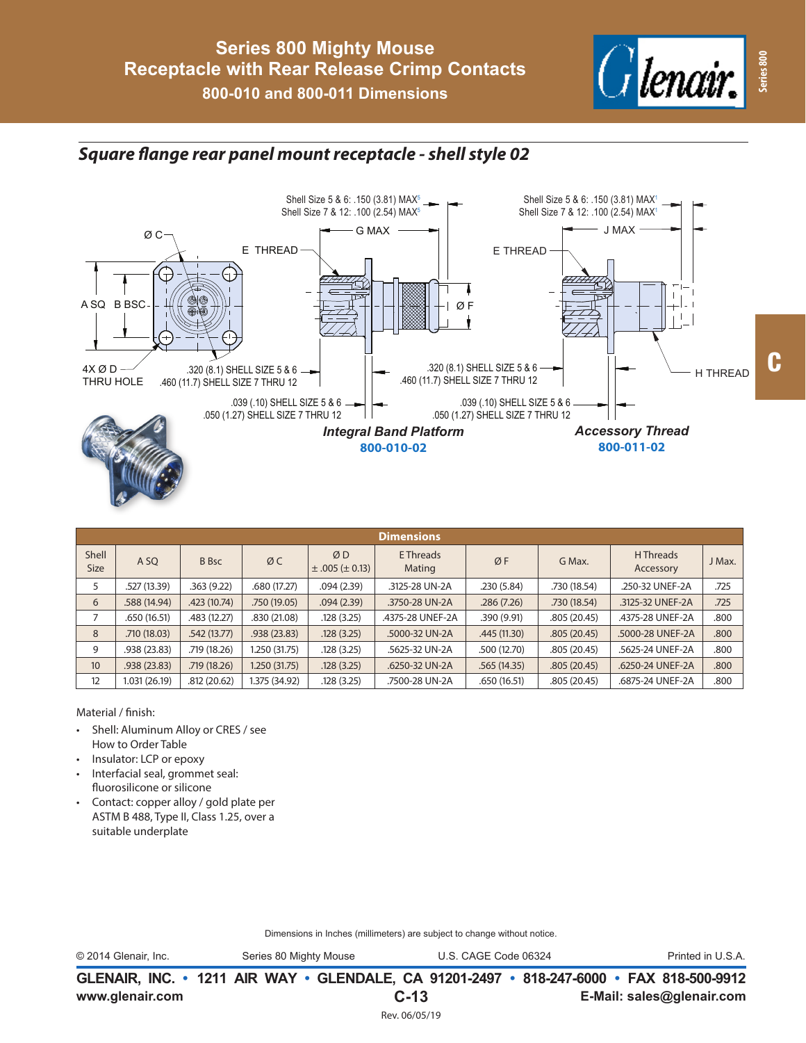# Series 800 Mighty Mouse Receptacle with Rear Release Crimp Contacts

## 800-010 and 800-011 Dimensions

### *Square flange rear panel mount receptacle - shell style 02*

Shell Size 5 & 6: .150 (3.81) MAX[5]
Shell Size 7 & 12: .100 (2.54) MAX[5]
G MAX
E THREAD
Ø C
A SQ
B BSC
4X Ø D
THRU HOLE
Ø F
.320 (8.1) SHELL SIZE 5 & 6
.460 (11.7) SHELL SIZE 7 THRU 12
.039 (.10) SHELL SIZE 5 & 6
.050 (1.27) SHELL SIZE 7 THRU 12

**Integral Band Platform**
**800-010-02**

Shell Size 5 & 6: .150 (3.81) MAX[1]
Shell Size 7 & 12: .100 (2.54) MAX[1]
J MAX
E THREAD
H THREAD
.320 (8.1) SHELL SIZE 5 & 6
.460 (11.7) SHELL SIZE 7 THRU 12
.039 (.10) SHELL SIZE 5 & 6
.050 (1.27) SHELL SIZE 7 THRU 12

**Accessory Thread**
**800-011-02**

| Dimensions | | | | | | | | | |
|---|---|---|---|---|---|---|---|---|---|
| Shell Size | A SQ | B Bsc | Ø C | Ø D ± .005 (± 0.13) | E Threads Mating | Ø F | G Max. | H Threads Accessory | J Max. |
| 5 | .527 (13.39) | .363 (9.22) | .680 (17.27) | .094 (2.39) | .3125-28 UN-2A | .230 (5.84) | .730 (18.54) | .250-32 UNEF-2A | .725 |
| 6 | .588 (14.94) | .423 (10.74) | .750 (19.05) | .094 (2.39) | .3750-28 UN-2A | .286 (7.26) | .730 (18.54) | .3125-32 UNEF-2A | .725 |
| 7 | .650 (16.51) | .483 (12.27) | .830 (21.08) | .128 (3.25) | .4375-28 UNEF-2A | .390 (9.91) | .805 (20.45) | .4375-28 UNEF-2A | .800 |
| 8 | .710 (18.03) | .542 (13.77) | .938 (23.83) | .128 (3.25) | .5000-32 UN-2A | .445 (11.30) | .805 (20.45) | .5000-28 UNEF-2A | .800 |
| 9 | .938 (23.83) | .719 (18.26) | 1.250 (31.75) | .128 (3.25) | .5625-32 UN-2A | .500 (12.70) | .805 (20.45) | .5625-24 UNEF-2A | .800 |
| 10 | .938 (23.83) | .719 (18.26) | 1.250 (31.75) | .128 (3.25) | .6250-32 UN-2A | .565 (14.35) | .805 (20.45) | .6250-24 UNEF-2A | .800 |
| 12 | 1.031 (26.19) | .812 (20.62) | 1.375 (34.92) | .128 (3.25) | .7500-28 UN-2A | .650 (16.51) | .805 (20.45) | .6875-24 UNEF-2A | .800 |

Material / finish:

- Shell: Aluminum Alloy or CRES / see How to Order Table
- Insulator: LCP or epoxy
- Interfacial seal, grommet seal: fluorosilicone or silicone
- Contact: copper alloy / gold plate per ASTM B 488, Type II, Class 1.25, over a suitable underplate

Dimensions in Inches (millimeters) are subject to change without notice.